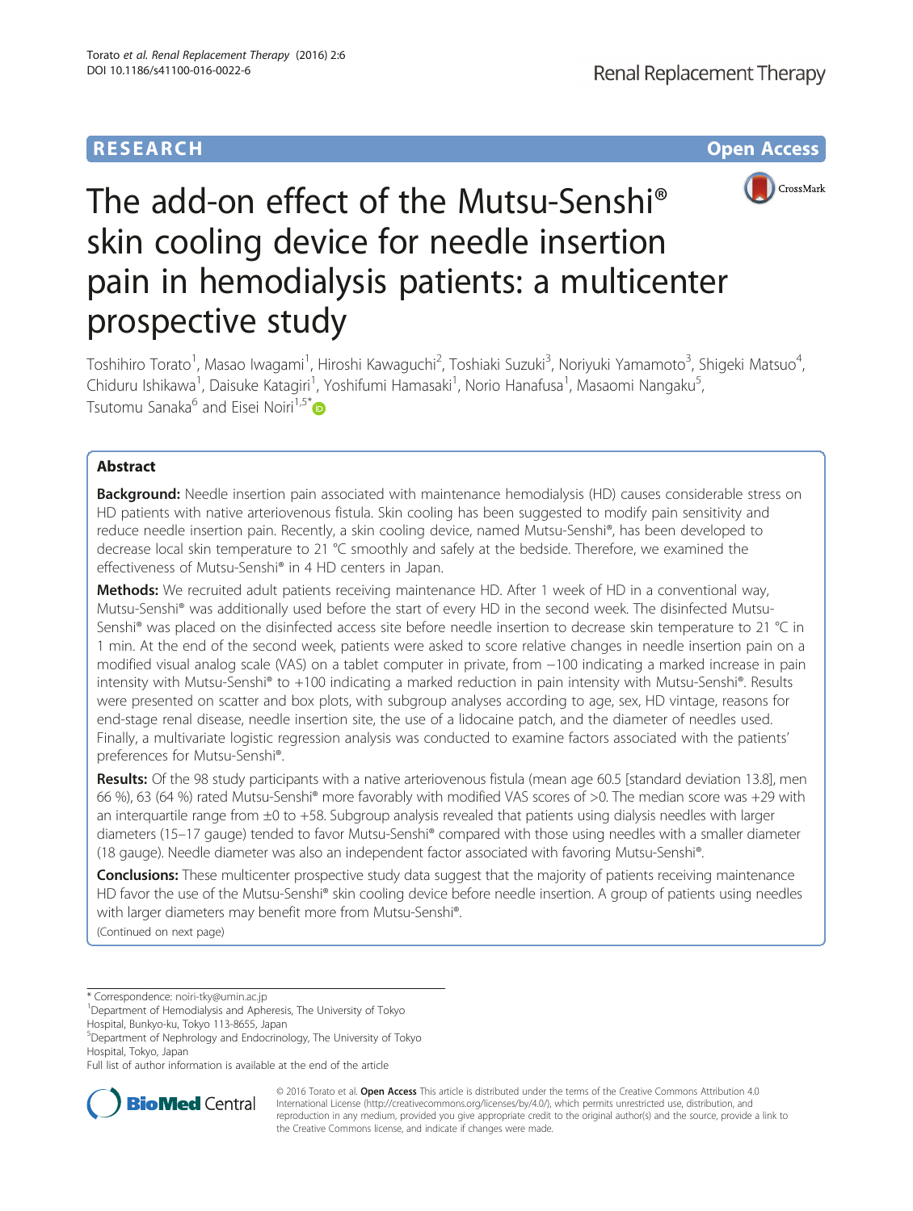RESEARCH

Open Access

# The add-on effect of the Mutsu-Senshi® skin cooling device for needle insertion pain in hemodialysis patients: a multicenter prospective study

Toshihiro Torato[1], Masao Iwagami[1], Hiroshi Kawaguchi[2], Toshiaki Suzuki[3], Noriyuki Yamamoto[3], Shigeki Matsuo[4], Chiduru Ishikawa[1], Daisuke Katagiri[1], Yoshifumi Hamasaki[1], Norio Hanafusa[1], Masaomi Nangaku[5], Tsutomu Sanaka[6] and Eisei Noiri[1,5*]

## Abstract

**Background:** Needle insertion pain associated with maintenance hemodialysis (HD) causes considerable stress on HD patients with native arteriovenous fistula. Skin cooling has been suggested to modify pain sensitivity and reduce needle insertion pain. Recently, a skin cooling device, named Mutsu-Senshi®, has been developed to decrease local skin temperature to 21 °C smoothly and safely at the bedside. Therefore, we examined the effectiveness of Mutsu-Senshi® in 4 HD centers in Japan.

**Methods:** We recruited adult patients receiving maintenance HD. After 1 week of HD in a conventional way, Mutsu-Senshi® was additionally used before the start of every HD in the second week. The disinfected Mutsu-Senshi® was placed on the disinfected access site before needle insertion to decrease skin temperature to 21 °C in 1 min. At the end of the second week, patients were asked to score relative changes in needle insertion pain on a modified visual analog scale (VAS) on a tablet computer in private, from −100 indicating a marked increase in pain intensity with Mutsu-Senshi® to +100 indicating a marked reduction in pain intensity with Mutsu-Senshi®. Results were presented on scatter and box plots, with subgroup analyses according to age, sex, HD vintage, reasons for end-stage renal disease, needle insertion site, the use of a lidocaine patch, and the diameter of needles used. Finally, a multivariate logistic regression analysis was conducted to examine factors associated with the patients' preferences for Mutsu-Senshi®.

**Results:** Of the 98 study participants with a native arteriovenous fistula (mean age 60.5 [standard deviation 13.8], men 66 %), 63 (64 %) rated Mutsu-Senshi® more favorably with modified VAS scores of >0. The median score was +29 with an interquartile range from ±0 to +58. Subgroup analysis revealed that patients using dialysis needles with larger diameters (15–17 gauge) tended to favor Mutsu-Senshi® compared with those using needles with a smaller diameter (18 gauge). Needle diameter was also an independent factor associated with favoring Mutsu-Senshi®.

**Conclusions:** These multicenter prospective study data suggest that the majority of patients receiving maintenance HD favor the use of the Mutsu-Senshi® skin cooling device before needle insertion. A group of patients using needles with larger diameters may benefit more from Mutsu-Senshi®.

(Continued on next page)

---

\* Correspondence: noiri-tky@umin.ac.jp

[1]Department of Hemodialysis and Apheresis, The University of Tokyo Hospital, Bunkyo-ku, Tokyo 113-8655, Japan

[5]Department of Nephrology and Endocrinology, The University of Tokyo Hospital, Tokyo, Japan

Full list of author information is available at the end of the article

© 2016 Torato et al. **Open Access** This article is distributed under the terms of the Creative Commons Attribution 4.0 International License (http://creativecommons.org/licenses/by/4.0/), which permits unrestricted use, distribution, and reproduction in any medium, provided you give appropriate credit to the original author(s) and the source, provide a link to the Creative Commons license, and indicate if changes were made.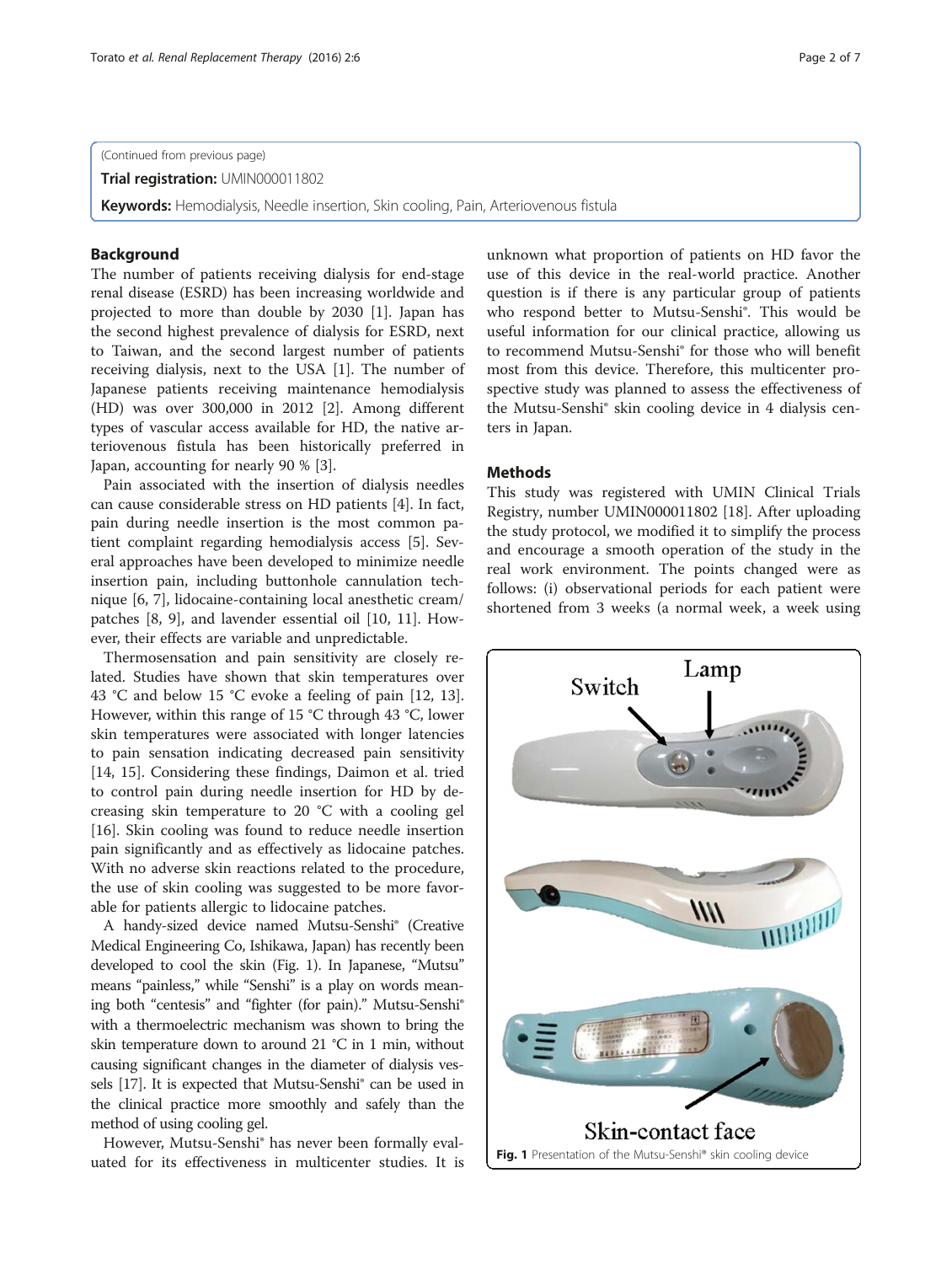(Continued from previous page)

**Trial registration:** UMIN000011802

**Keywords:** Hemodialysis, Needle insertion, Skin cooling, Pain, Arteriovenous fistula

## Background

The number of patients receiving dialysis for end-stage renal disease (ESRD) has been increasing worldwide and projected to more than double by 2030 [1]. Japan has the second highest prevalence of dialysis for ESRD, next to Taiwan, and the second largest number of patients receiving dialysis, next to the USA [1]. The number of Japanese patients receiving maintenance hemodialysis (HD) was over 300,000 in 2012 [2]. Among different types of vascular access available for HD, the native arteriovenous fistula has been historically preferred in Japan, accounting for nearly 90 % [3].

Pain associated with the insertion of dialysis needles can cause considerable stress on HD patients [4]. In fact, pain during needle insertion is the most common patient complaint regarding hemodialysis access [5]. Several approaches have been developed to minimize needle insertion pain, including buttonhole cannulation technique [6, 7], lidocaine-containing local anesthetic cream/patches [8, 9], and lavender essential oil [10, 11]. However, their effects are variable and unpredictable.

Thermosensation and pain sensitivity are closely related. Studies have shown that skin temperatures over 43 °C and below 15 °C evoke a feeling of pain [12, 13]. However, within this range of 15 °C through 43 °C, lower skin temperatures were associated with longer latencies to pain sensation indicating decreased pain sensitivity [14, 15]. Considering these findings, Daimon et al. tried to control pain during needle insertion for HD by decreasing skin temperature to 20 °C with a cooling gel [16]. Skin cooling was found to reduce needle insertion pain significantly and as effectively as lidocaine patches. With no adverse skin reactions related to the procedure, the use of skin cooling was suggested to be more favorable for patients allergic to lidocaine patches.

A handy-sized device named Mutsu-Senshi® (Creative Medical Engineering Co, Ishikawa, Japan) has recently been developed to cool the skin (Fig. 1). In Japanese, "Mutsu" means "painless," while "Senshi" is a play on words meaning both "centesis" and "fighter (for pain)." Mutsu-Senshi® with a thermoelectric mechanism was shown to bring the skin temperature down to around 21 °C in 1 min, without causing significant changes in the diameter of dialysis vessels [17]. It is expected that Mutsu-Senshi® can be used in the clinical practice more smoothly and safely than the method of using cooling gel.

However, Mutsu-Senshi® has never been formally evaluated for its effectiveness in multicenter studies. It is unknown what proportion of patients on HD favor the use of this device in the real-world practice. Another question is if there is any particular group of patients who respond better to Mutsu-Senshi®. This would be useful information for our clinical practice, allowing us to recommend Mutsu-Senshi® for those who will benefit most from this device. Therefore, this multicenter prospective study was planned to assess the effectiveness of the Mutsu-Senshi® skin cooling device in 4 dialysis centers in Japan.

## Methods

This study was registered with UMIN Clinical Trials Registry, number UMIN000011802 [18]. After uploading the study protocol, we modified it to simplify the process and encourage a smooth operation of the study in the real work environment. The points changed were as follows: (i) observational periods for each patient were shortened from 3 weeks (a normal week, a week using

**Fig. 1** Presentation of the Mutsu-Senshi® skin cooling device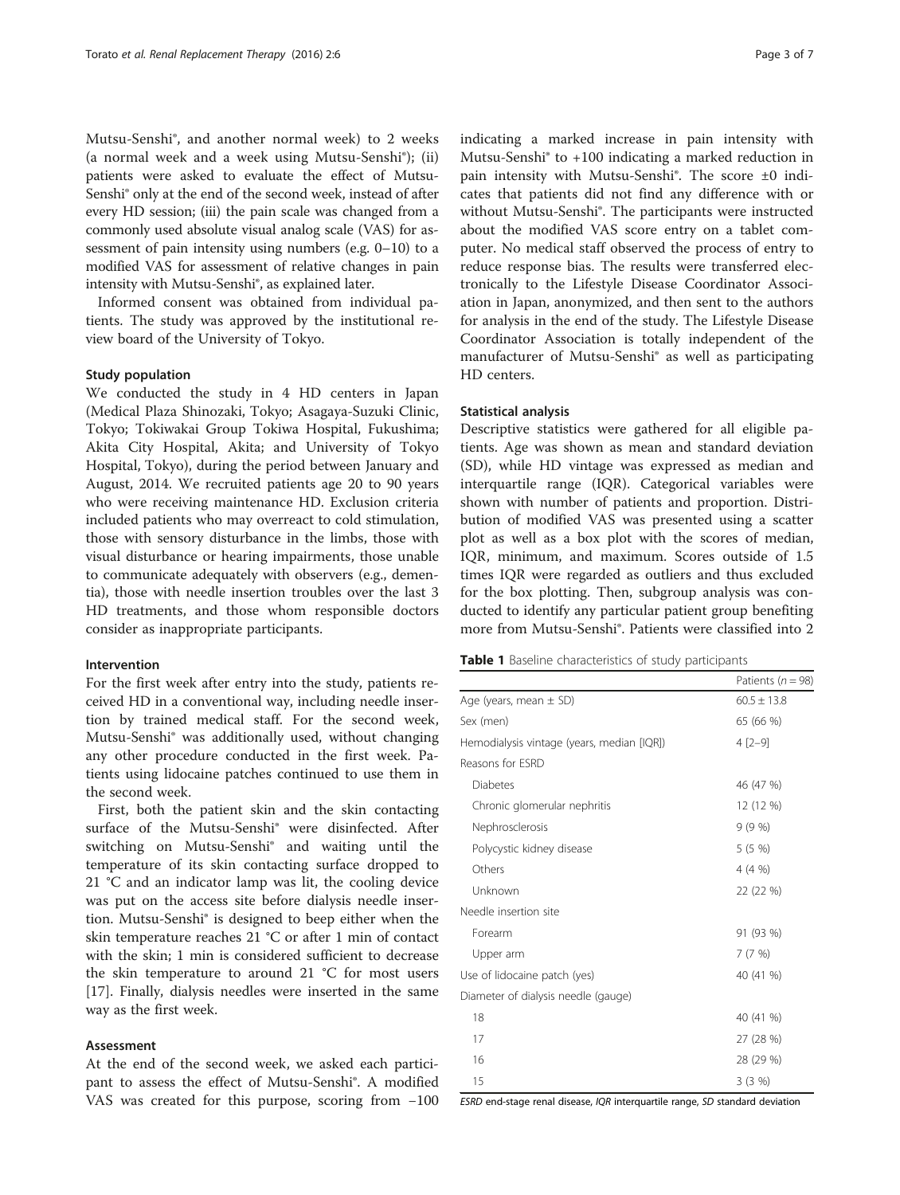Mutsu-Senshi®, and another normal week) to 2 weeks (a normal week and a week using Mutsu-Senshi®); (ii) patients were asked to evaluate the effect of Mutsu-Senshi® only at the end of the second week, instead of after every HD session; (iii) the pain scale was changed from a commonly used absolute visual analog scale (VAS) for assessment of pain intensity using numbers (e.g. 0–10) to a modified VAS for assessment of relative changes in pain intensity with Mutsu-Senshi®, as explained later.

Informed consent was obtained from individual patients. The study was approved by the institutional review board of the University of Tokyo.

### Study population

We conducted the study in 4 HD centers in Japan (Medical Plaza Shinozaki, Tokyo; Asagaya-Suzuki Clinic, Tokyo; Tokiwakai Group Tokiwa Hospital, Fukushima; Akita City Hospital, Akita; and University of Tokyo Hospital, Tokyo), during the period between January and August, 2014. We recruited patients age 20 to 90 years who were receiving maintenance HD. Exclusion criteria included patients who may overreact to cold stimulation, those with sensory disturbance in the limbs, those with visual disturbance or hearing impairments, those unable to communicate adequately with observers (e.g., dementia), those with needle insertion troubles over the last 3 HD treatments, and those whom responsible doctors consider as inappropriate participants.

### Intervention

For the first week after entry into the study, patients received HD in a conventional way, including needle insertion by trained medical staff. For the second week, Mutsu-Senshi® was additionally used, without changing any other procedure conducted in the first week. Patients using lidocaine patches continued to use them in the second week.

First, both the patient skin and the skin contacting surface of the Mutsu-Senshi® were disinfected. After switching on Mutsu-Senshi® and waiting until the temperature of its skin contacting surface dropped to 21 °C and an indicator lamp was lit, the cooling device was put on the access site before dialysis needle insertion. Mutsu-Senshi® is designed to beep either when the skin temperature reaches 21 °C or after 1 min of contact with the skin; 1 min is considered sufficient to decrease the skin temperature to around 21 °C for most users [17]. Finally, dialysis needles were inserted in the same way as the first week.

### Assessment

At the end of the second week, we asked each participant to assess the effect of Mutsu-Senshi®. A modified VAS was created for this purpose, scoring from −100 indicating a marked increase in pain intensity with Mutsu-Senshi® to +100 indicating a marked reduction in pain intensity with Mutsu-Senshi®. The score ±0 indicates that patients did not find any difference with or without Mutsu-Senshi®. The participants were instructed about the modified VAS score entry on a tablet computer. No medical staff observed the process of entry to reduce response bias. The results were transferred electronically to the Lifestyle Disease Coordinator Association in Japan, anonymized, and then sent to the authors for analysis in the end of the study. The Lifestyle Disease Coordinator Association is totally independent of the manufacturer of Mutsu-Senshi® as well as participating HD centers.

### Statistical analysis

Descriptive statistics were gathered for all eligible patients. Age was shown as mean and standard deviation (SD), while HD vintage was expressed as median and interquartile range (IQR). Categorical variables were shown with number of patients and proportion. Distribution of modified VAS was presented using a scatter plot as well as a box plot with the scores of median, IQR, minimum, and maximum. Scores outside of 1.5 times IQR were regarded as outliers and thus excluded for the box plotting. Then, subgroup analysis was conducted to identify any particular patient group benefiting more from Mutsu-Senshi®. Patients were classified into 2

**Table 1** Baseline characteristics of study participants

| | Patients ($n$ = 98) |
|---|---|
| Age (years, mean ± SD) | 60.5 ± 13.8 |
| Sex (men) | 65 (66 %) |
| Hemodialysis vintage (years, median [IQR]) | 4 [2–9] |
| Reasons for ESRD | |
| Diabetes | 46 (47 %) |
| Chronic glomerular nephritis | 12 (12 %) |
| Nephrosclerosis | 9 (9 %) |
| Polycystic kidney disease | 5 (5 %) |
| Others | 4 (4 %) |
| Unknown | 22 (22 %) |
| Needle insertion site | |
| Forearm | 91 (93 %) |
| Upper arm | 7 (7 %) |
| Use of lidocaine patch (yes) | 40 (41 %) |
| Diameter of dialysis needle (gauge) | |
| 18 | 40 (41 %) |
| 17 | 27 (28 %) |
| 16 | 28 (29 %) |
| 15 | 3 (3 %) |

*ESRD* end-stage renal disease, *IQR* interquartile range, *SD* standard deviation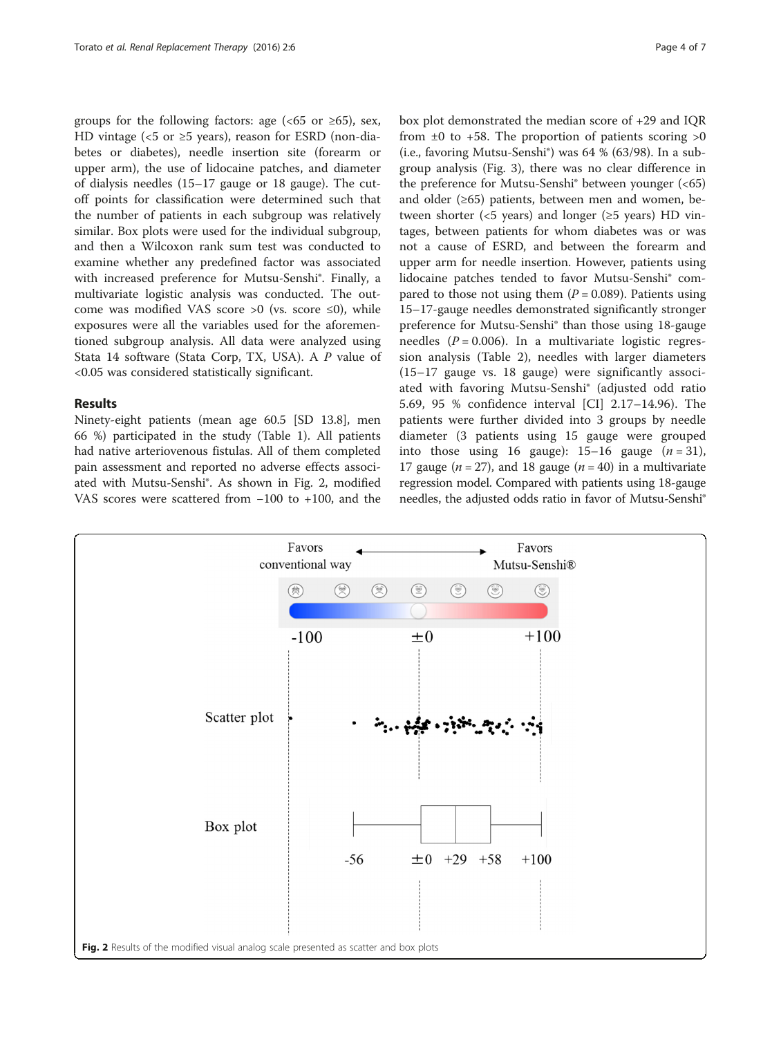groups for the following factors: age (<65 or ≥65), sex, HD vintage (<5 or ≥5 years), reason for ESRD (non-diabetes or diabetes), needle insertion site (forearm or upper arm), the use of lidocaine patches, and diameter of dialysis needles (15–17 gauge or 18 gauge). The cutoff points for classification were determined such that the number of patients in each subgroup was relatively similar. Box plots were used for the individual subgroup, and then a Wilcoxon rank sum test was conducted to examine whether any predefined factor was associated with increased preference for Mutsu-Senshi®. Finally, a multivariate logistic analysis was conducted. The outcome was modified VAS score >0 (vs. score ≤0), while exposures were all the variables used for the aforementioned subgroup analysis. All data were analyzed using Stata 14 software (Stata Corp, TX, USA). A *P* value of <0.05 was considered statistically significant.

## Results

Ninety-eight patients (mean age 60.5 [SD 13.8], men 66 %) participated in the study (Table 1). All patients had native arteriovenous fistulas. All of them completed pain assessment and reported no adverse effects associated with Mutsu-Senshi®. As shown in Fig. 2, modified VAS scores were scattered from −100 to +100, and the box plot demonstrated the median score of +29 and IQR from ±0 to +58. The proportion of patients scoring >0 (i.e., favoring Mutsu-Senshi®) was 64 % (63/98). In a subgroup analysis (Fig. 3), there was no clear difference in the preference for Mutsu-Senshi® between younger (<65) and older (≥65) patients, between men and women, between shorter (<5 years) and longer (≥5 years) HD vintages, between patients for whom diabetes was or was not a cause of ESRD, and between the forearm and upper arm for needle insertion. However, patients using lidocaine patches tended to favor Mutsu-Senshi® compared to those not using them ($P = 0.089$). Patients using 15–17-gauge needles demonstrated significantly stronger preference for Mutsu-Senshi® than those using 18-gauge needles ($P = 0.006$). In a multivariate logistic regression analysis (Table 2), needles with larger diameters (15–17 gauge vs. 18 gauge) were significantly associated with favoring Mutsu-Senshi® (adjusted odd ratio 5.69, 95 % confidence interval [CI] 2.17–14.96). The patients were further divided into 3 groups by needle diameter (3 patients using 15 gauge were grouped into those using 16 gauge): 15–16 gauge ($n = 31$), 17 gauge ($n = 27$), and 18 gauge ($n = 40$) in a multivariate regression model. Compared with patients using 18-gauge needles, the adjusted odds ratio in favor of Mutsu-Senshi®

**Fig. 2** Results of the modified visual analog scale presented as scatter and box plots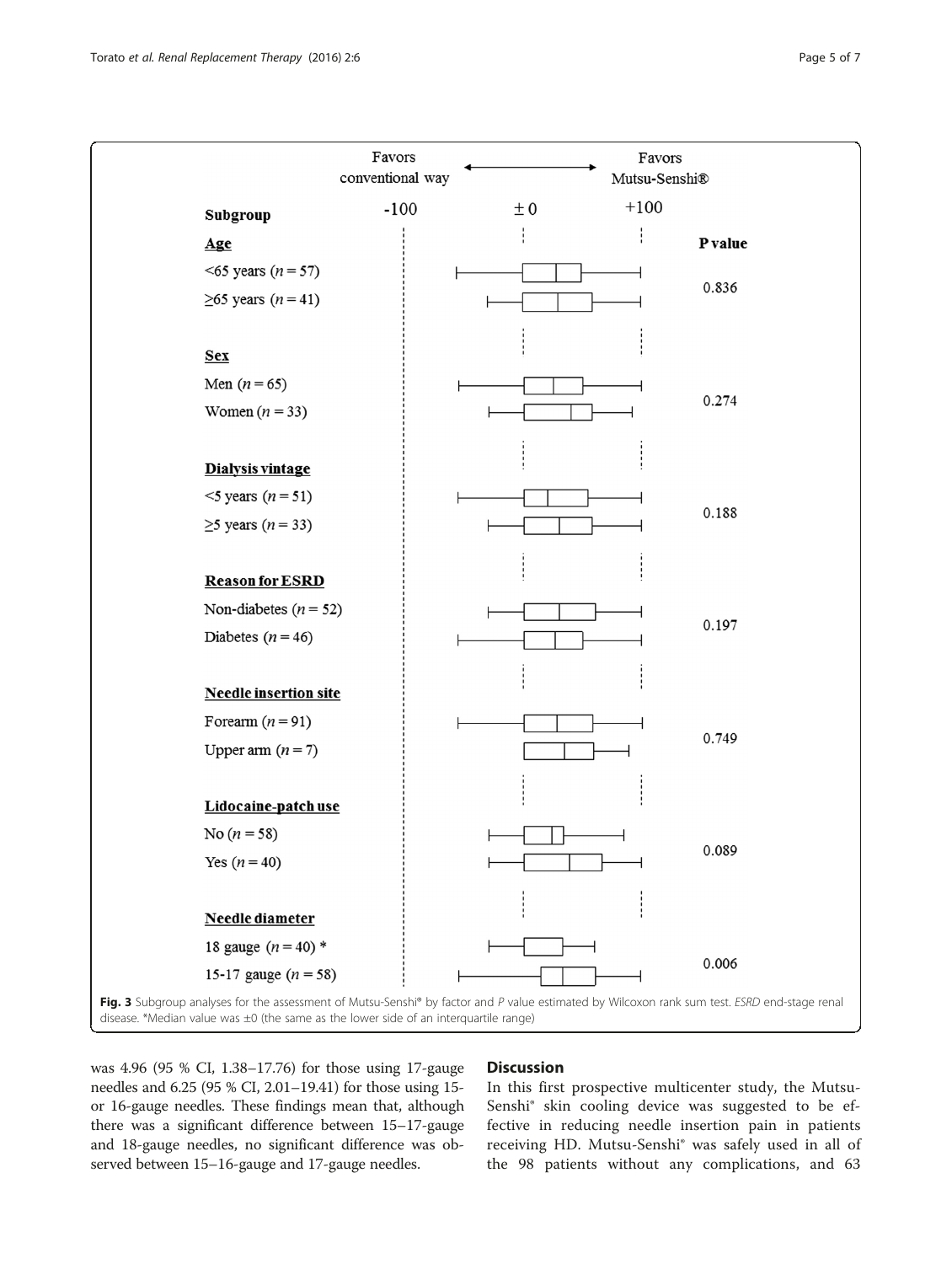Fig. 3 Subgroup analyses for the assessment of Mutsu-Senshi® by factor and *P* value estimated by Wilcoxon rank sum test. *ESRD* end-stage renal disease. *Median value was ±0 (the same as the lower side of an interquartile range)

was 4.96 (95 % CI, 1.38–17.76) for those using 17-gauge needles and 6.25 (95 % CI, 2.01–19.41) for those using 15- or 16-gauge needles. These findings mean that, although there was a significant difference between 15–17-gauge and 18-gauge needles, no significant difference was observed between 15–16-gauge and 17-gauge needles.

## Discussion

In this first prospective multicenter study, the Mutsu-Senshi® skin cooling device was suggested to be effective in reducing needle insertion pain in patients receiving HD. Mutsu-Senshi® was safely used in all of the 98 patients without any complications, and 63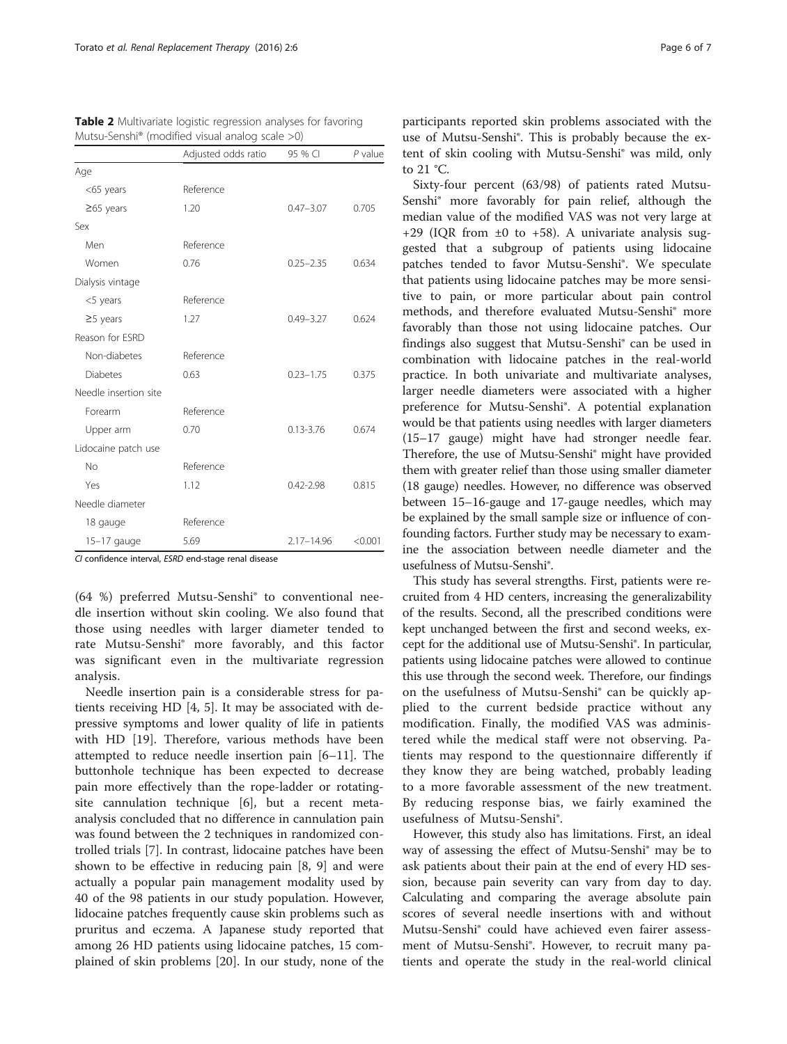**Table 2** Multivariate logistic regression analyses for favoring Mutsu-Senshi® (modified visual analog scale >0)

| | Adjusted odds ratio | 95 % CI | *P* value |
|---|---|---|---|
| Age | | | |
| <65 years | Reference | | |
| ≥65 years | 1.20 | 0.47–3.07 | 0.705 |
| Sex | | | |
| Men | Reference | | |
| Women | 0.76 | 0.25–2.35 | 0.634 |
| Dialysis vintage | | | |
| <5 years | Reference | | |
| ≥5 years | 1.27 | 0.49–3.27 | 0.624 |
| Reason for ESRD | | | |
| Non-diabetes | Reference | | |
| Diabetes | 0.63 | 0.23–1.75 | 0.375 |
| Needle insertion site | | | |
| Forearm | Reference | | |
| Upper arm | 0.70 | 0.13-3.76 | 0.674 |
| Lidocaine patch use | | | |
| No | Reference | | |
| Yes | 1.12 | 0.42-2.98 | 0.815 |
| Needle diameter | | | |
| 18 gauge | Reference | | |
| 15–17 gauge | 5.69 | 2.17–14.96 | <0.001 |

*CI* confidence interval, *ESRD* end-stage renal disease

(64 %) preferred Mutsu-Senshi® to conventional needle insertion without skin cooling. We also found that those using needles with larger diameter tended to rate Mutsu-Senshi® more favorably, and this factor was significant even in the multivariate regression analysis.

Needle insertion pain is a considerable stress for patients receiving HD [4, 5]. It may be associated with depressive symptoms and lower quality of life in patients with HD [19]. Therefore, various methods have been attempted to reduce needle insertion pain [6–11]. The buttonhole technique has been expected to decrease pain more effectively than the rope-ladder or rotating-site cannulation technique [6], but a recent meta-analysis concluded that no difference in cannulation pain was found between the 2 techniques in randomized controlled trials [7]. In contrast, lidocaine patches have been shown to be effective in reducing pain [8, 9] and were actually a popular pain management modality used by 40 of the 98 patients in our study population. However, lidocaine patches frequently cause skin problems such as pruritus and eczema. A Japanese study reported that among 26 HD patients using lidocaine patches, 15 complained of skin problems [20]. In our study, none of the participants reported skin problems associated with the use of Mutsu-Senshi®. This is probably because the extent of skin cooling with Mutsu-Senshi® was mild, only to 21 °C.

Sixty-four percent (63/98) of patients rated Mutsu-Senshi® more favorably for pain relief, although the median value of the modified VAS was not very large at +29 (IQR from ±0 to +58). A univariate analysis suggested that a subgroup of patients using lidocaine patches tended to favor Mutsu-Senshi®. We speculate that patients using lidocaine patches may be more sensitive to pain, or more particular about pain control methods, and therefore evaluated Mutsu-Senshi® more favorably than those not using lidocaine patches. Our findings also suggest that Mutsu-Senshi® can be used in combination with lidocaine patches in the real-world practice. In both univariate and multivariate analyses, larger needle diameters were associated with a higher preference for Mutsu-Senshi®. A potential explanation would be that patients using needles with larger diameters (15–17 gauge) might have had stronger needle fear. Therefore, the use of Mutsu-Senshi® might have provided them with greater relief than those using smaller diameter (18 gauge) needles. However, no difference was observed between 15–16-gauge and 17-gauge needles, which may be explained by the small sample size or influence of confounding factors. Further study may be necessary to examine the association between needle diameter and the usefulness of Mutsu-Senshi®.

This study has several strengths. First, patients were recruited from 4 HD centers, increasing the generalizability of the results. Second, all the prescribed conditions were kept unchanged between the first and second weeks, except for the additional use of Mutsu-Senshi®. In particular, patients using lidocaine patches were allowed to continue this use through the second week. Therefore, our findings on the usefulness of Mutsu-Senshi® can be quickly applied to the current bedside practice without any modification. Finally, the modified VAS was administered while the medical staff were not observing. Patients may respond to the questionnaire differently if they know they are being watched, probably leading to a more favorable assessment of the new treatment. By reducing response bias, we fairly examined the usefulness of Mutsu-Senshi®.

However, this study also has limitations. First, an ideal way of assessing the effect of Mutsu-Senshi® may be to ask patients about their pain at the end of every HD session, because pain severity can vary from day to day. Calculating and comparing the average absolute pain scores of several needle insertions with and without Mutsu-Senshi® could have achieved even fairer assessment of Mutsu-Senshi®. However, to recruit many patients and operate the study in the real-world clinical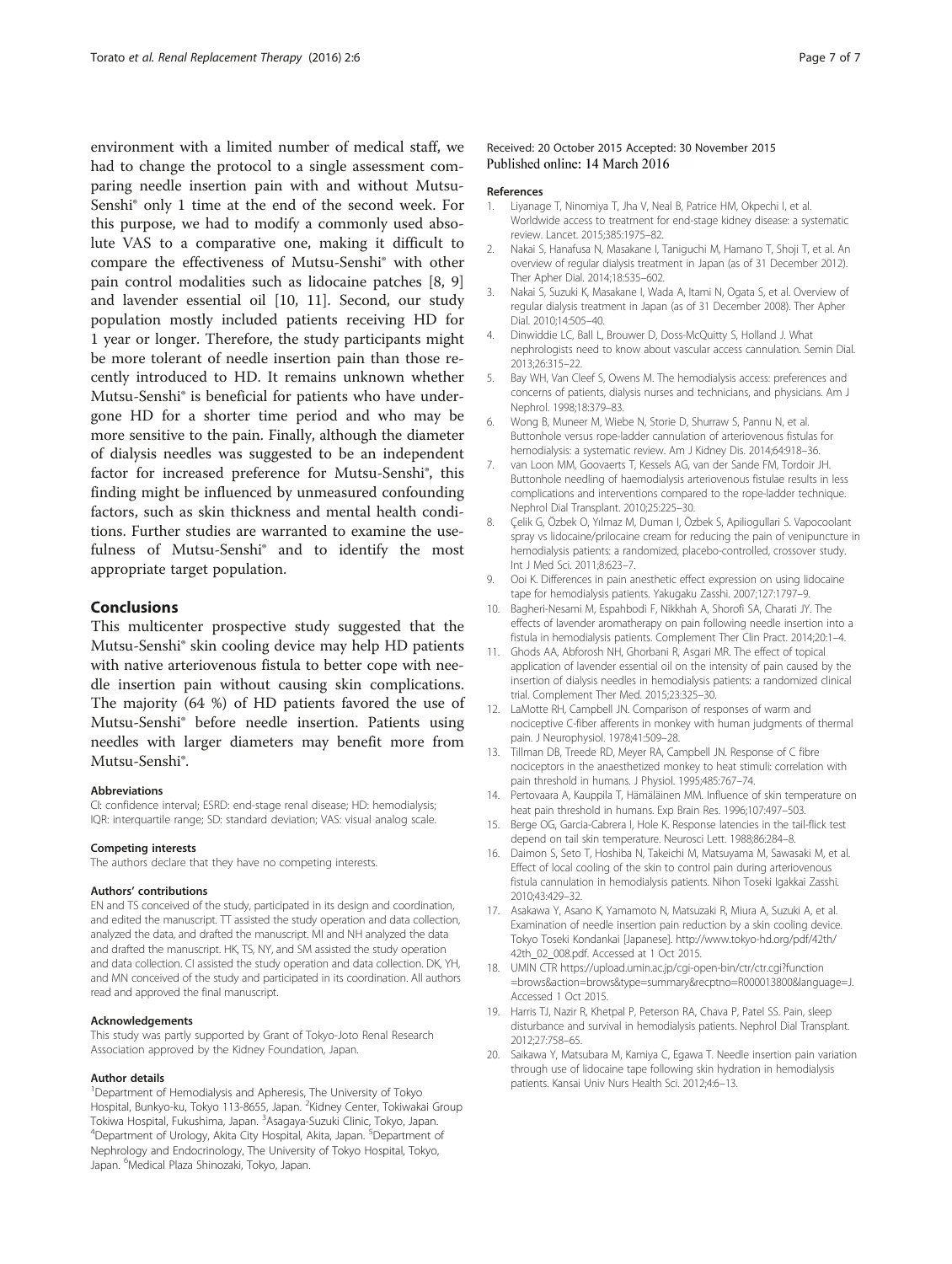environment with a limited number of medical staff, we had to change the protocol to a single assessment comparing needle insertion pain with and without Mutsu-Senshi® only 1 time at the end of the second week. For this purpose, we had to modify a commonly used absolute VAS to a comparative one, making it difficult to compare the effectiveness of Mutsu-Senshi® with other pain control modalities such as lidocaine patches [8, 9] and lavender essential oil [10, 11]. Second, our study population mostly included patients receiving HD for 1 year or longer. Therefore, the study participants might be more tolerant of needle insertion pain than those recently introduced to HD. It remains unknown whether Mutsu-Senshi® is beneficial for patients who have undergone HD for a shorter time period and who may be more sensitive to the pain. Finally, although the diameter of dialysis needles was suggested to be an independent factor for increased preference for Mutsu-Senshi®, this finding might be influenced by unmeasured confounding factors, such as skin thickness and mental health conditions. Further studies are warranted to examine the usefulness of Mutsu-Senshi® and to identify the most appropriate target population.

## Conclusions

This multicenter prospective study suggested that the Mutsu-Senshi® skin cooling device may help HD patients with native arteriovenous fistula to better cope with needle insertion pain without causing skin complications. The majority (64 %) of HD patients favored the use of Mutsu-Senshi® before needle insertion. Patients using needles with larger diameters may benefit more from Mutsu-Senshi®.

#### Abbreviations

CI: confidence interval; ESRD: end-stage renal disease; HD: hemodialysis; IQR: interquartile range; SD: standard deviation; VAS: visual analog scale.

#### Competing interests

The authors declare that they have no competing interests.

#### Authors' contributions

EN and TS conceived of the study, participated in its design and coordination, and edited the manuscript. TT assisted the study operation and data collection, analyzed the data, and drafted the manuscript. MI and NH analyzed the data and drafted the manuscript. HK, TS, NY, and SM assisted the study operation and data collection. CI assisted the study operation and data collection. DK, YH, and MN conceived of the study and participated in its coordination. All authors read and approved the final manuscript.

#### Acknowledgements

This study was partly supported by Grant of Tokyo-Joto Renal Research Association approved by the Kidney Foundation, Japan.

#### Author details

[1]Department of Hemodialysis and Apheresis, The University of Tokyo Hospital, Bunkyo-ku, Tokyo 113-8655, Japan. [2]Kidney Center, Tokiwakai Group Tokiwa Hospital, Fukushima, Japan. [3]Asagaya-Suzuki Clinic, Tokyo, Japan. [4]Department of Urology, Akita City Hospital, Akita, Japan. [5]Department of Nephrology and Endocrinology, The University of Tokyo Hospital, Tokyo, Japan. [6]Medical Plaza Shinozaki, Tokyo, Japan.

Received: 20 October 2015 Accepted: 30 November 2015
Published online: 14 March 2016

#### References

1. Liyanage T, Ninomiya T, Jha V, Neal B, Patrice HM, Okpechi I, et al. Worldwide access to treatment for end-stage kidney disease: a systematic review. Lancet. 2015;385:1975–82.
2. Nakai S, Hanafusa N, Masakane I, Taniguchi M, Hamano T, Shoji T, et al. An overview of regular dialysis treatment in Japan (as of 31 December 2012). Ther Apher Dial. 2014;18:535–602.
3. Nakai S, Suzuki K, Masakane I, Wada A, Itami N, Ogata S, et al. Overview of regular dialysis treatment in Japan (as of 31 December 2008). Ther Apher Dial. 2010;14:505–40.
4. Dinwiddie LC, Ball L, Brouwer D, Doss-McQuitty S, Holland J. What nephrologists need to know about vascular access cannulation. Semin Dial. 2013;26:315–22.
5. Bay WH, Van Cleef S, Owens M. The hemodialysis access: preferences and concerns of patients, dialysis nurses and technicians, and physicians. Am J Nephrol. 1998;18:379–83.
6. Wong B, Muneer M, Wiebe N, Storie D, Shurraw S, Pannu N, et al. Buttonhole versus rope-ladder cannulation of arteriovenous fistulas for hemodialysis: a systematic review. Am J Kidney Dis. 2014;64:918–36.
7. van Loon MM, Goovaerts T, Kessels AG, van der Sande FM, Tordoir JH. Buttonhole needling of haemodialysis arteriovenous fistulae results in less complications and interventions compared to the rope-ladder technique. Nephrol Dial Transplant. 2010;25:225–30.
8. Çelik G, Özbek O, Yılmaz M, Duman I, Özbek S, Apiliogullari S. Vapocoolant spray vs lidocaine/prilocaine cream for reducing the pain of venipuncture in hemodialysis patients: a randomized, placebo-controlled, crossover study. Int J Med Sci. 2011;8:623–7.
9. Ooi K. Differences in pain anesthetic effect expression on using lidocaine tape for hemodialysis patients. Yakugaku Zasshi. 2007;127:1797–9.
10. Bagheri-Nesami M, Espahbodi F, Nikkhah A, Shorofi SA, Charati JY. The effects of lavender aromatherapy on pain following needle insertion into a fistula in hemodialysis patients. Complement Ther Clin Pract. 2014;20:1–4.
11. Ghods AA, Abforosh NH, Ghorbani R, Asgari MR. The effect of topical application of lavender essential oil on the intensity of pain caused by the insertion of dialysis needles in hemodialysis patients: a randomized clinical trial. Complement Ther Med. 2015;23:325–30.
12. LaMotte RH, Campbell JN. Comparison of responses of warm and nociceptive C-fiber afferents in monkey with human judgments of thermal pain. J Neurophysiol. 1978;41:509–28.
13. Tillman DB, Treede RD, Meyer RA, Campbell JN. Response of C fibre nociceptors in the anaesthetized monkey to heat stimuli: correlation with pain threshold in humans. J Physiol. 1995;485:767–74.
14. Pertovaara A, Kauppila T, Hämäläinen MM. Influence of skin temperature on heat pain threshold in humans. Exp Brain Res. 1996;107:497–503.
15. Berge OG, Garcia-Cabrera I, Hole K. Response latencies in the tail-flick test depend on tail skin temperature. Neurosci Lett. 1988;86:284–8.
16. Daimon S, Seto T, Hoshiba N, Takeichi M, Matsuyama M, Sawasaki M, et al. Effect of local cooling of the skin to control pain during arteriovenous fistula cannulation in hemodialysis patients. Nihon Toseki Igakkai Zasshi. 2010;43:429–32.
17. Asakawa Y, Asano K, Yamamoto N, Matsuzaki R, Miura A, Suzuki A, et al. Examination of needle insertion pain reduction by a skin cooling device. Tokyo Toseki Kondankai [Japanese]. http://www.tokyo-hd.org/pdf/42th/42th_02_008.pdf. Accessed at 1 Oct 2015.
18. UMIN CTR https://upload.umin.ac.jp/cgi-open-bin/ctr/ctr.cgi?function=brows&action=brows&type=summary&recptno=R000013800&language=J. Accessed 1 Oct 2015.
19. Harris TJ, Nazir R, Khetpal P, Peterson RA, Chava P, Patel SS. Pain, sleep disturbance and survival in hemodialysis patients. Nephrol Dial Transplant. 2012;27:758–65.
20. Saikawa Y, Matsubara M, Kamiya C, Egawa T. Needle insertion pain variation through use of lidocaine tape following skin hydration in hemodialysis patients. Kansai Univ Nurs Health Sci. 2012;4:6–13.